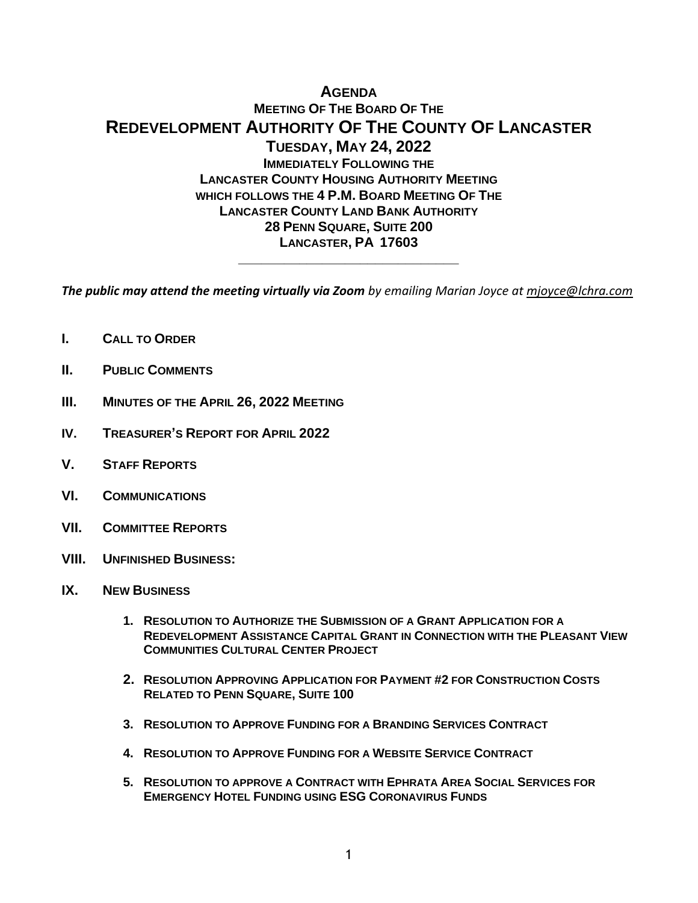# AGENDA

## MEETING OF THE BOARD OF THE

# REDEVELOPMENT AUTHORITY OF THE COUNTY OF LANCASTER

## TUESDAY, MAY 24, 2022

**IMMEDIATELY FOLLOWING THE**
**LANCASTER COUNTY HOUSING AUTHORITY MEETING**
**WHICH FOLLOWS THE 4 P.M. BOARD MEETING OF THE**
**LANCASTER COUNTY LAND BANK AUTHORITY**
**28 PENN SQUARE, SUITE 200**
**LANCASTER, PA 17603**

---

***The public may attend the meeting virtually via Zoom*** *by emailing Marian Joyce at mjoyce@lchra.com*

**I. CALL TO ORDER**

**II. PUBLIC COMMENTS**

**III. MINUTES OF THE APRIL 26, 2022 MEETING**

**IV. TREASURER'S REPORT FOR APRIL 2022**

**V. STAFF REPORTS**

**VI. COMMUNICATIONS**

**VII. COMMITTEE REPORTS**

**VIII. UNFINISHED BUSINESS:**

**IX. NEW BUSINESS**

1. **RESOLUTION TO AUTHORIZE THE SUBMISSION OF A GRANT APPLICATION FOR A REDEVELOPMENT ASSISTANCE CAPITAL GRANT IN CONNECTION WITH THE PLEASANT VIEW COMMUNITIES CULTURAL CENTER PROJECT**

2. **RESOLUTION APPROVING APPLICATION FOR PAYMENT #2 FOR CONSTRUCTION COSTS RELATED TO PENN SQUARE, SUITE 100**

3. **RESOLUTION TO APPROVE FUNDING FOR A BRANDING SERVICES CONTRACT**

4. **RESOLUTION TO APPROVE FUNDING FOR A WEBSITE SERVICE CONTRACT**

5. **RESOLUTION TO APPROVE A CONTRACT WITH EPHRATA AREA SOCIAL SERVICES FOR EMERGENCY HOTEL FUNDING USING ESG CORONAVIRUS FUNDS**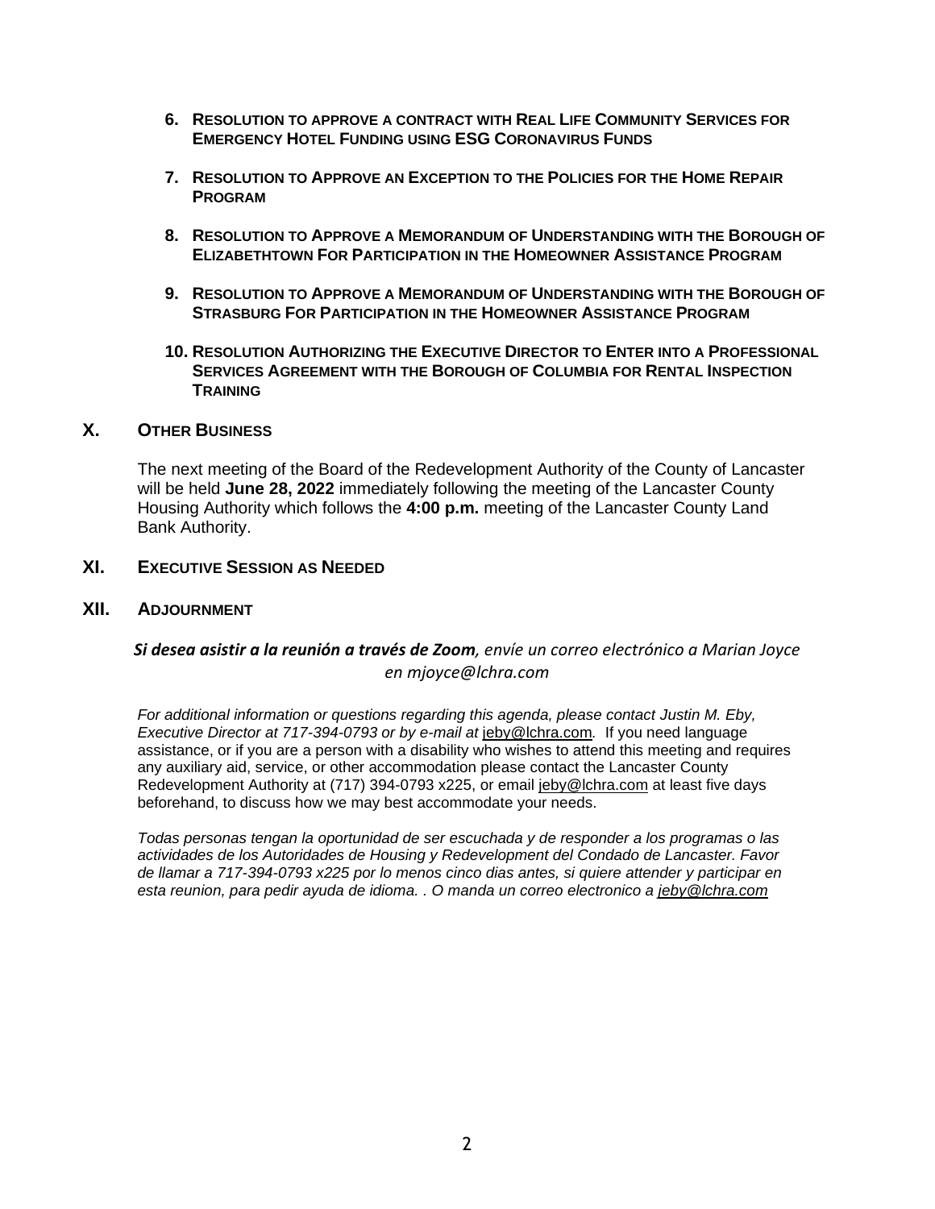6. **RESOLUTION TO APPROVE A CONTRACT WITH REAL LIFE COMMUNITY SERVICES FOR EMERGENCY HOTEL FUNDING USING ESG CORONAVIRUS FUNDS**

7. **RESOLUTION TO APPROVE AN EXCEPTION TO THE POLICIES FOR THE HOME REPAIR PROGRAM**

8. **RESOLUTION TO APPROVE A MEMORANDUM OF UNDERSTANDING WITH THE BOROUGH OF ELIZABETHTOWN FOR PARTICIPATION IN THE HOMEOWNER ASSISTANCE PROGRAM**

9. **RESOLUTION TO APPROVE A MEMORANDUM OF UNDERSTANDING WITH THE BOROUGH OF STRASBURG FOR PARTICIPATION IN THE HOMEOWNER ASSISTANCE PROGRAM**

10. **RESOLUTION AUTHORIZING THE EXECUTIVE DIRECTOR TO ENTER INTO A PROFESSIONAL SERVICES AGREEMENT WITH THE BOROUGH OF COLUMBIA FOR RENTAL INSPECTION TRAINING**

## X. OTHER BUSINESS

The next meeting of the Board of the Redevelopment Authority of the County of Lancaster will be held **June 28, 2022** immediately following the meeting of the Lancaster County Housing Authority which follows the **4:00 p.m.** meeting of the Lancaster County Land Bank Authority.

## XI. EXECUTIVE SESSION AS NEEDED

## XII. ADJOURNMENT

***Si desea asistir a la reunión a través de Zoom****, envíe un correo electrónico a Marian Joyce en mjoyce@lchra.com*

*For additional information or questions regarding this agenda, please contact Justin M. Eby, Executive Director at 717-394-0793 or by e-mail at* jeby@lchra.com*.* If you need language assistance, or if you are a person with a disability who wishes to attend this meeting and requires any auxiliary aid, service, or other accommodation please contact the Lancaster County Redevelopment Authority at (717) 394-0793 x225, or email jeby@lchra.com at least five days beforehand, to discuss how we may best accommodate your needs.

*Todas personas tengan la oportunidad de ser escuchada y de responder a los programas o las actividades de los Autoridades de Housing y Redevelopment del Condado de Lancaster. Favor de llamar a 717-394-0793 x225 por lo menos cinco dias antes, si quiere attender y participar en esta reunion, para pedir ayuda de idioma. . O manda un correo electronico a jeby@lchra.com*